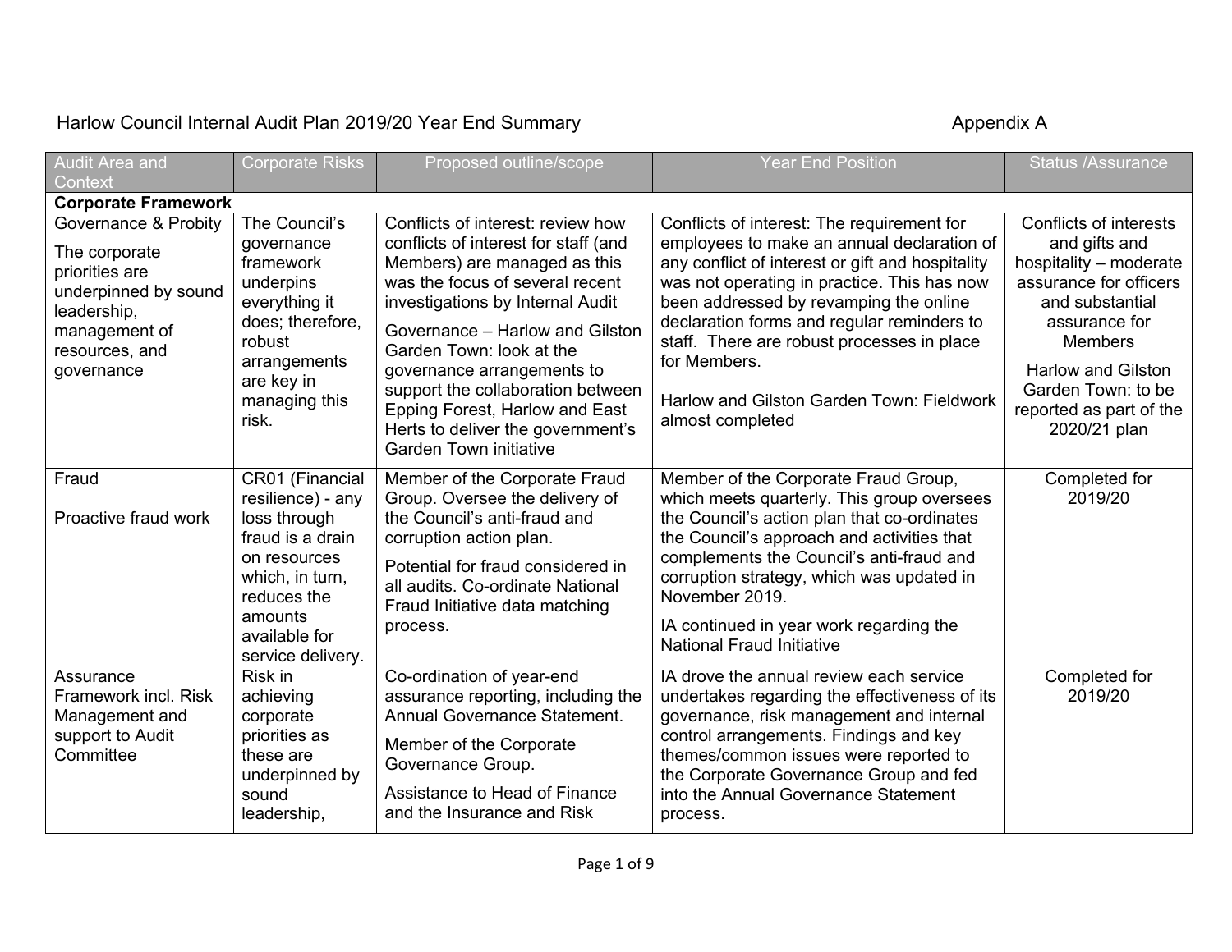Harlow Council Internal Audit Plan 2019/20 Year End Summary

Appendix A

| Audit Area and Context | Corporate Risks | Proposed outline/scope | Year End Position | Status /Assurance |
|---|---|---|---|---|
| **Corporate Framework** | | | | |
| Governance & Probity<br><br>The corporate priorities are underpinned by sound leadership, management of resources, and governance | The Council's governance framework underpins everything it does; therefore, robust arrangements are key in managing this risk. | Conflicts of interest: review how conflicts of interest for staff (and Members) are managed as this was the focus of several recent investigations by Internal Audit<br><br>Governance – Harlow and Gilston Garden Town: look at the governance arrangements to support the collaboration between Epping Forest, Harlow and East Herts to deliver the government's Garden Town initiative | Conflicts of interest: The requirement for employees to make an annual declaration of any conflict of interest or gift and hospitality was not operating in practice. This has now been addressed by revamping the online declaration forms and regular reminders to staff. There are robust processes in place for Members.<br><br>Harlow and Gilston Garden Town: Fieldwork almost completed | Conflicts of interests and gifts and hospitality – moderate assurance for officers and substantial assurance for Members<br><br>Harlow and Gilston Garden Town: to be reported as part of the 2020/21 plan |
| Fraud<br><br>Proactive fraud work | CR01 (Financial resilience) - any loss through fraud is a drain on resources which, in turn, reduces the amounts available for service delivery. | Member of the Corporate Fraud Group. Oversee the delivery of the Council's anti-fraud and corruption action plan.<br><br>Potential for fraud considered in all audits. Co-ordinate National Fraud Initiative data matching process. | Member of the Corporate Fraud Group, which meets quarterly. This group oversees the Council's action plan that co-ordinates the Council's approach and activities that complements the Council's anti-fraud and corruption strategy, which was updated in November 2019.<br><br>IA continued in year work regarding the National Fraud Initiative | Completed for 2019/20 |
| Assurance Framework incl. Risk Management and support to Audit Committee | Risk in achieving corporate priorities as these are underpinned by sound leadership, | Co-ordination of year-end assurance reporting, including the Annual Governance Statement.<br><br>Member of the Corporate Governance Group.<br><br>Assistance to Head of Finance and the Insurance and Risk | IA drove the annual review each service undertakes regarding the effectiveness of its governance, risk management and internal control arrangements. Findings and key themes/common issues were reported to the Corporate Governance Group and fed into the Annual Governance Statement process. | Completed for 2019/20 |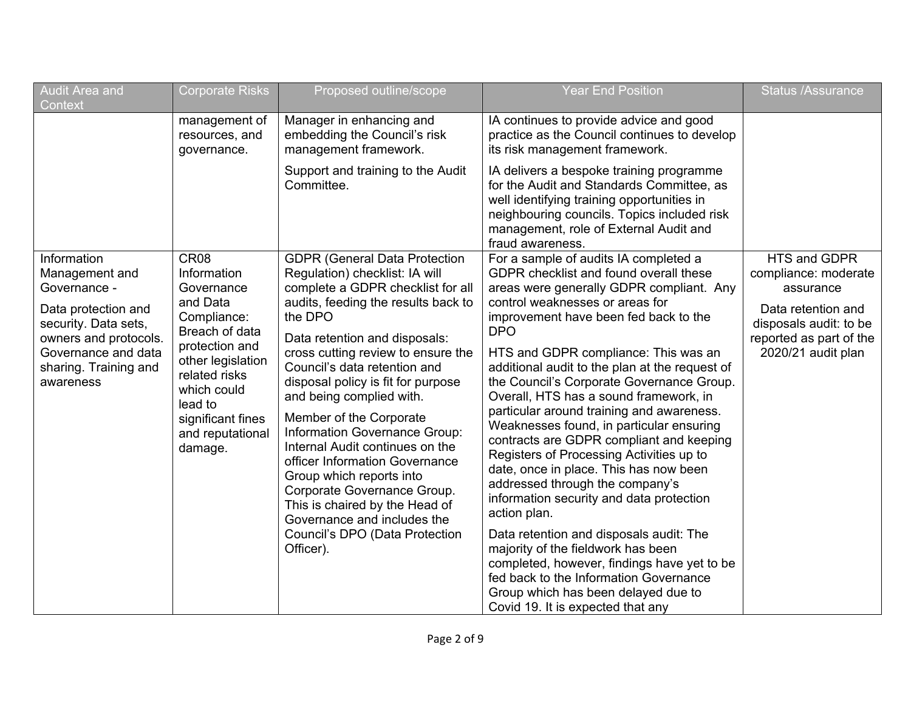| Audit Area and Context | Corporate Risks | Proposed outline/scope | Year End Position | Status /Assurance |
|---|---|---|---|---|
| | management of resources, and governance. | Manager in enhancing and embedding the Council's risk management framework.<br><br>Support and training to the Audit Committee. | IA continues to provide advice and good practice as the Council continues to develop its risk management framework.<br><br>IA delivers a bespoke training programme for the Audit and Standards Committee, as well identifying training opportunities in neighbouring councils. Topics included risk management, role of External Audit and fraud awareness. | |
| Information Management and Governance -<br><br>Data protection and security. Data sets, owners and protocols. Governance and data sharing. Training and awareness | CR08 Information Governance and Data Compliance: Breach of data protection and other legislation related risks which could lead to significant fines and reputational damage. | GDPR (General Data Protection Regulation) checklist: IA will complete a GDPR checklist for all audits, feeding the results back to the DPO<br><br>Data retention and disposals: cross cutting review to ensure the Council's data retention and disposal policy is fit for purpose and being complied with.<br><br>Member of the Corporate Information Governance Group: Internal Audit continues on the officer Information Governance Group which reports into Corporate Governance Group. This is chaired by the Head of Governance and includes the Council's DPO (Data Protection Officer). | For a sample of audits IA completed a GDPR checklist and found overall these areas were generally GDPR compliant. Any control weaknesses or areas for improvement have been fed back to the DPO<br><br>HTS and GDPR compliance: This was an additional audit to the plan at the request of the Council's Corporate Governance Group. Overall, HTS has a sound framework, in particular around training and awareness. Weaknesses found, in particular ensuring contracts are GDPR compliant and keeping Registers of Processing Activities up to date, once in place. This has now been addressed through the company's information security and data protection action plan.<br><br>Data retention and disposals audit: The majority of the fieldwork has been completed, however, findings have yet to be fed back to the Information Governance Group which has been delayed due to Covid 19. It is expected that any | HTS and GDPR compliance: moderate assurance<br><br>Data retention and disposals audit: to be reported as part of the 2020/21 audit plan |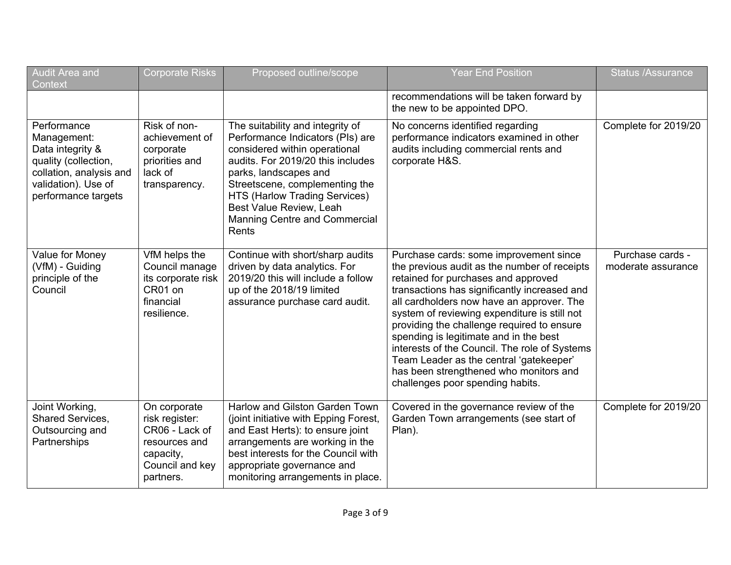| Audit Area and Context | Corporate Risks | Proposed outline/scope | Year End Position | Status /Assurance |
|---|---|---|---|---|
| | | | recommendations will be taken forward by the new to be appointed DPO. | |
| Performance Management: Data integrity & quality (collection, collation, analysis and validation). Use of performance targets | Risk of non-achievement of corporate priorities and lack of transparency. | The suitability and integrity of Performance Indicators (PIs) are considered within operational audits. For 2019/20 this includes parks, landscapes and Streetscene, complementing the HTS (Harlow Trading Services) Best Value Review, Leah Manning Centre and Commercial Rents | No concerns identified regarding performance indicators examined in other audits including commercial rents and corporate H&S. | Complete for 2019/20 |
| Value for Money (VfM) - Guiding principle of the Council | VfM helps the Council manage its corporate risk CR01 on financial resilience. | Continue with short/sharp audits driven by data analytics. For 2019/20 this will include a follow up of the 2018/19 limited assurance purchase card audit. | Purchase cards: some improvement since the previous audit as the number of receipts retained for purchases and approved transactions has significantly increased and all cardholders now have an approver. The system of reviewing expenditure is still not providing the challenge required to ensure spending is legitimate and in the best interests of the Council. The role of Systems Team Leader as the central 'gatekeeper' has been strengthened who monitors and challenges poor spending habits. | Purchase cards - moderate assurance |
| Joint Working, Shared Services, Outsourcing and Partnerships | On corporate risk register: CR06 - Lack of resources and capacity, Council and key partners. | Harlow and Gilston Garden Town (joint initiative with Epping Forest, and East Herts): to ensure joint arrangements are working in the best interests for the Council with appropriate governance and monitoring arrangements in place. | Covered in the governance review of the Garden Town arrangements (see start of Plan). | Complete for 2019/20 |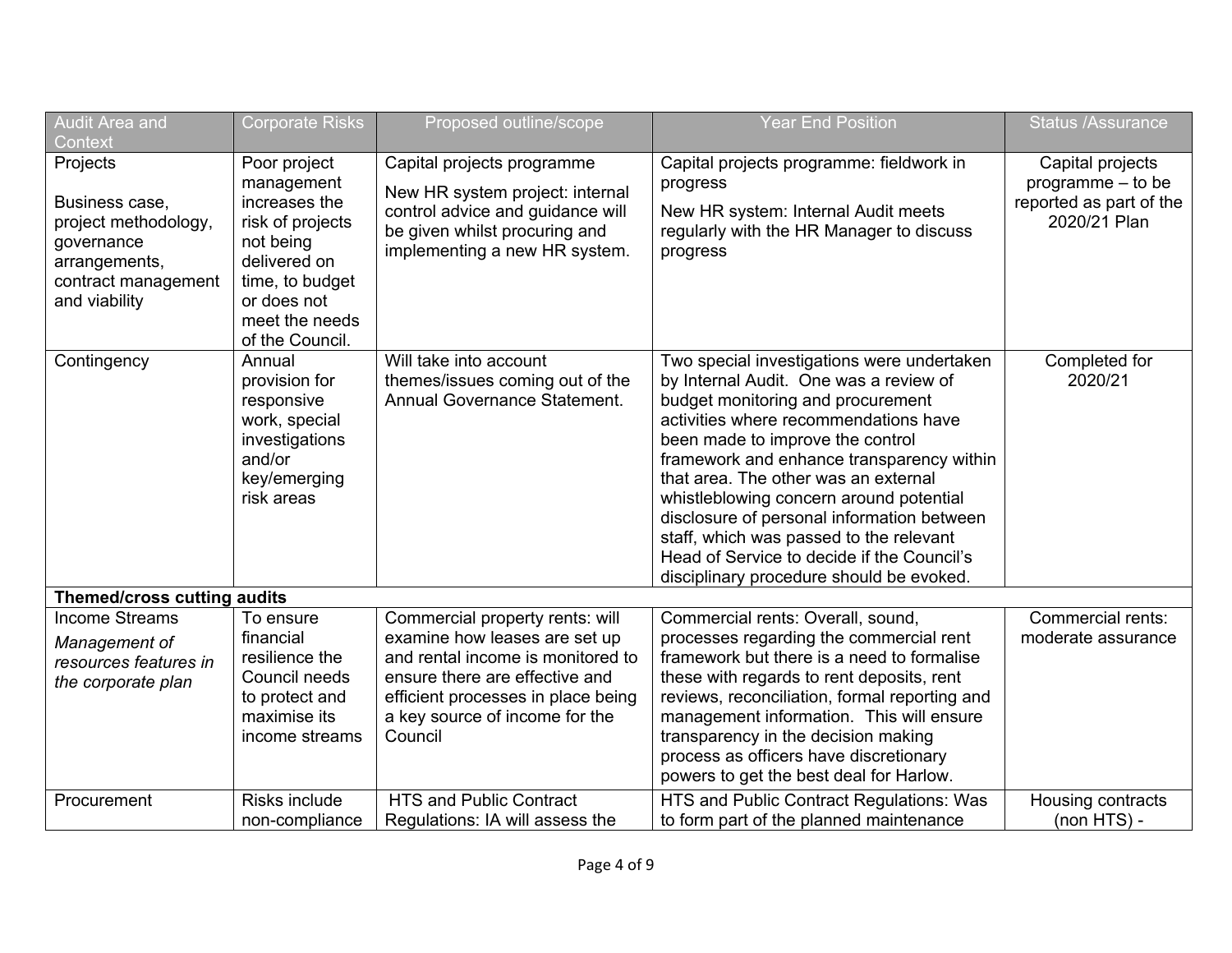| Audit Area and Context | Corporate Risks | Proposed outline/scope | Year End Position | Status /Assurance |
|---|---|---|---|---|
| Projects<br><br>Business case, project methodology, governance arrangements, contract management and viability | Poor project management increases the risk of projects not being delivered on time, to budget or does not meet the needs of the Council. | Capital projects programme<br><br>New HR system project: internal control advice and guidance will be given whilst procuring and implementing a new HR system. | Capital projects programme: fieldwork in progress<br><br>New HR system: Internal Audit meets regularly with the HR Manager to discuss progress | Capital projects programme – to be reported as part of the 2020/21 Plan |
| Contingency | Annual provision for responsive work, special investigations and/or key/emerging risk areas | Will take into account themes/issues coming out of the Annual Governance Statement. | Two special investigations were undertaken by Internal Audit. One was a review of budget monitoring and procurement activities where recommendations have been made to improve the control framework and enhance transparency within that area. The other was an external whistleblowing concern around potential disclosure of personal information between staff, which was passed to the relevant Head of Service to decide if the Council's disciplinary procedure should be evoked. | Completed for 2020/21 |
| **Themed/cross cutting audits** | | | | |
| Income Streams<br>*Management of resources features in the corporate plan* | To ensure financial resilience the Council needs to protect and maximise its income streams | Commercial property rents: will examine how leases are set up and rental income is monitored to ensure there are effective and efficient processes in place being a key source of income for the Council | Commercial rents: Overall, sound, processes regarding the commercial rent framework but there is a need to formalise these with regards to rent deposits, rent reviews, reconciliation, formal reporting and management information. This will ensure transparency in the decision making process as officers have discretionary powers to get the best deal for Harlow. | Commercial rents: moderate assurance |
| Procurement | Risks include non-compliance | HTS and Public Contract Regulations: IA will assess the | HTS and Public Contract Regulations: Was to form part of the planned maintenance | Housing contracts (non HTS) - |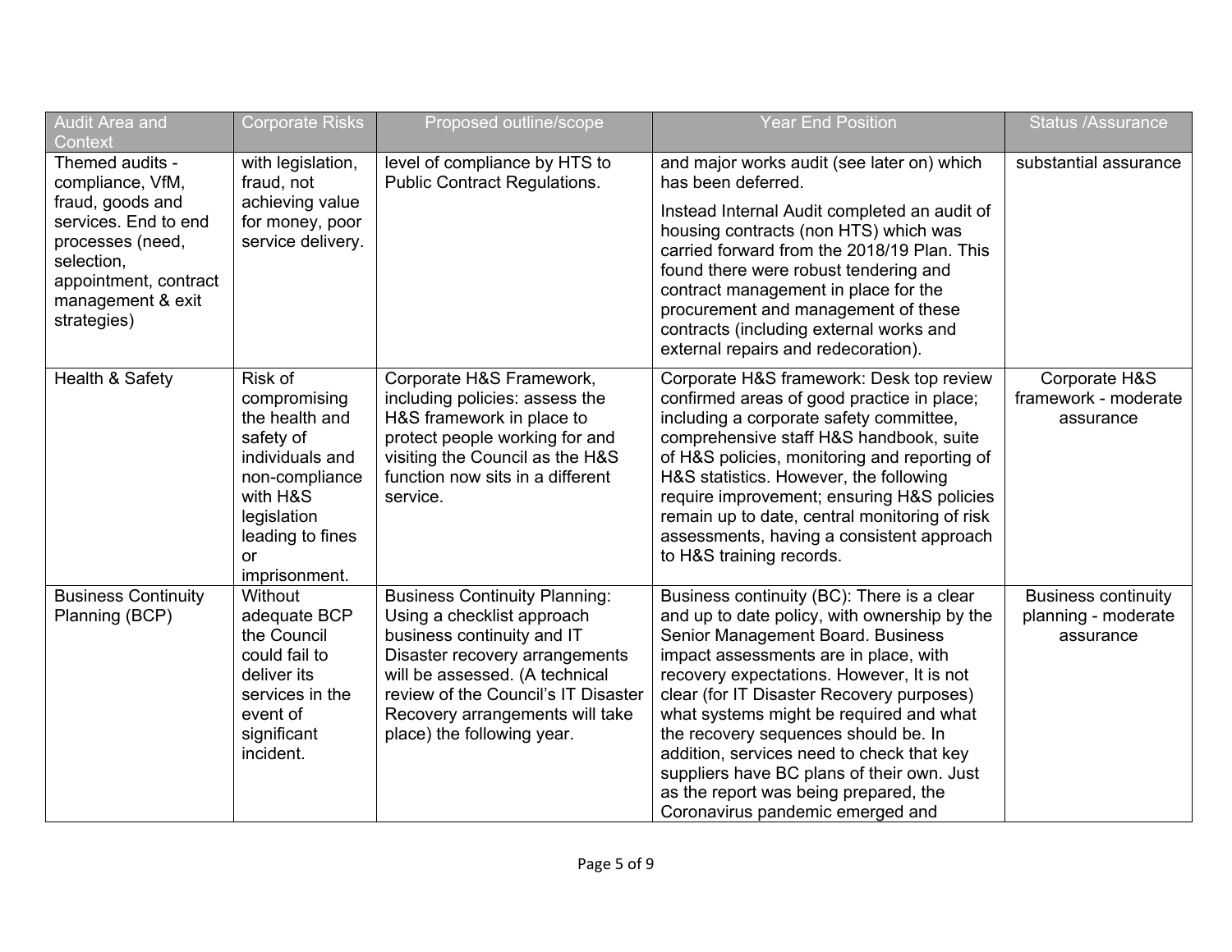| Audit Area and Context | Corporate Risks | Proposed outline/scope | Year End Position | Status /Assurance |
|---|---|---|---|---|
| Themed audits - compliance, VfM, fraud, goods and services. End to end processes (need, selection, appointment, contract management & exit strategies) | with legislation, fraud, not achieving value for money, poor service delivery. | level of compliance by HTS to Public Contract Regulations. | and major works audit (see later on) which has been deferred.<br><br>Instead Internal Audit completed an audit of housing contracts (non HTS) which was carried forward from the 2018/19 Plan. This found there were robust tendering and contract management in place for the procurement and management of these contracts (including external works and external repairs and redecoration). | substantial assurance |
| Health & Safety | Risk of compromising the health and safety of individuals and non-compliance with H&S legislation leading to fines or imprisonment. | Corporate H&S Framework, including policies: assess the H&S framework in place to protect people working for and visiting the Council as the H&S function now sits in a different service. | Corporate H&S framework: Desk top review confirmed areas of good practice in place; including a corporate safety committee, comprehensive staff H&S handbook, suite of H&S policies, monitoring and reporting of H&S statistics. However, the following require improvement; ensuring H&S policies remain up to date, central monitoring of risk assessments, having a consistent approach to H&S training records. | Corporate H&S framework - moderate assurance |
| Business Continuity Planning (BCP) | Without adequate BCP the Council could fail to deliver its services in the event of significant incident. | Business Continuity Planning: Using a checklist approach business continuity and IT Disaster recovery arrangements will be assessed. (A technical review of the Council's IT Disaster Recovery arrangements will take place) the following year. | Business continuity (BC): There is a clear and up to date policy, with ownership by the Senior Management Board. Business impact assessments are in place, with recovery expectations. However, It is not clear (for IT Disaster Recovery purposes) what systems might be required and what the recovery sequences should be. In addition, services need to check that key suppliers have BC plans of their own. Just as the report was being prepared, the Coronavirus pandemic emerged and | Business continuity planning - moderate assurance |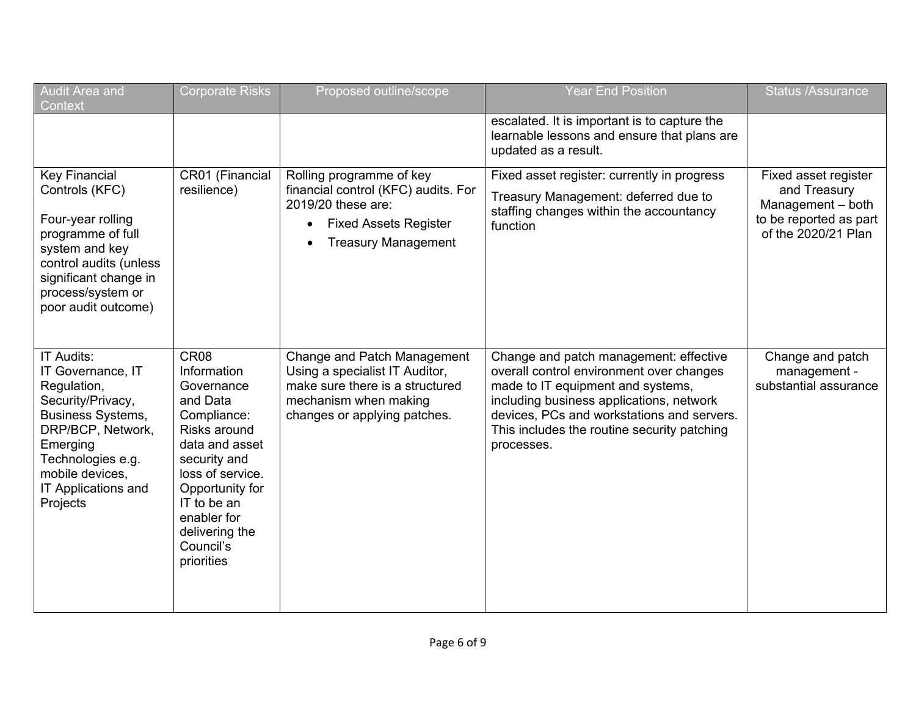| Audit Area and Context | Corporate Risks | Proposed outline/scope | Year End Position | Status /Assurance |
|---|---|---|---|---|
| | | | escalated. It is important is to capture the learnable lessons and ensure that plans are updated as a result. | |
| Key Financial Controls (KFC)<br><br>Four-year rolling programme of full system and key control audits (unless significant change in process/system or poor audit outcome) | CR01 (Financial resilience) | Rolling programme of key financial control (KFC) audits. For 2019/20 these are:<br>• Fixed Assets Register<br>• Treasury Management | Fixed asset register: currently in progress<br>Treasury Management: deferred due to staffing changes within the accountancy function | Fixed asset register and Treasury Management – both to be reported as part of the 2020/21 Plan |
| IT Audits:<br>IT Governance, IT Regulation, Security/Privacy, Business Systems, DRP/BCP, Network, Emerging Technologies e.g. mobile devices,<br>IT Applications and Projects | CR08 Information Governance and Data Compliance: Risks around data and asset security and loss of service. Opportunity for IT to be an enabler for delivering the Council's priorities | Change and Patch Management Using a specialist IT Auditor, make sure there is a structured mechanism when making changes or applying patches. | Change and patch management: effective overall control environment over changes made to IT equipment and systems, including business applications, network devices, PCs and workstations and servers. This includes the routine security patching processes. | Change and patch management - substantial assurance |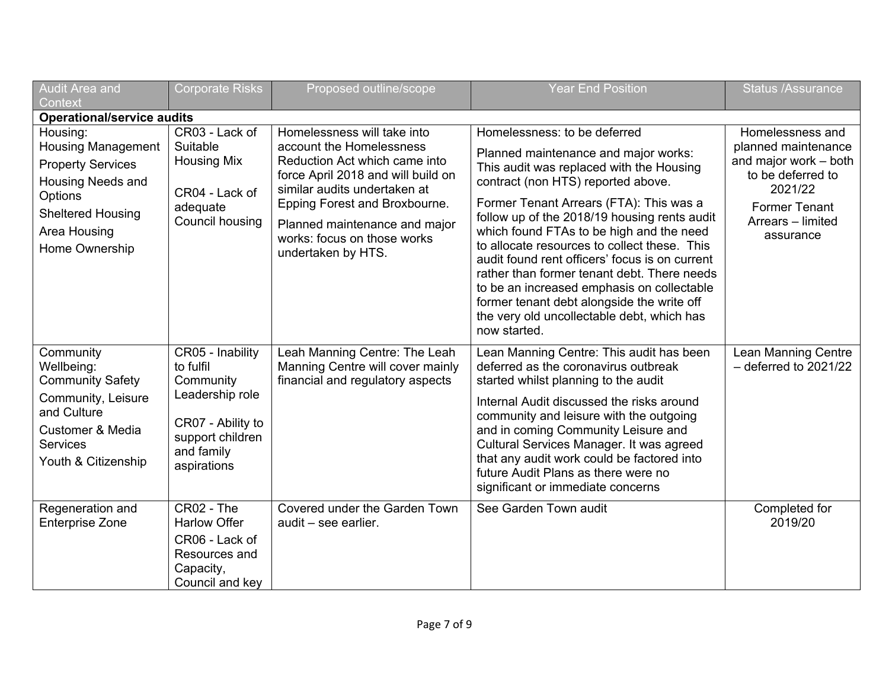| Audit Area and Context | Corporate Risks | Proposed outline/scope | Year End Position | Status /Assurance |
|---|---|---|---|---|
| **Operational/service audits** | | | | |
| Housing:<br>Housing Management<br>Property Services<br>Housing Needs and Options<br>Sheltered Housing<br>Area Housing<br>Home Ownership | CR03 - Lack of Suitable Housing Mix<br><br>CR04 - Lack of adequate Council housing | Homelessness will take into account the Homelessness Reduction Act which came into force April 2018 and will build on similar audits undertaken at Epping Forest and Broxbourne.<br><br>Planned maintenance and major works: focus on those works undertaken by HTS. | Homelessness: to be deferred<br><br>Planned maintenance and major works: This audit was replaced with the Housing contract (non HTS) reported above.<br><br>Former Tenant Arrears (FTA): This was a follow up of the 2018/19 housing rents audit which found FTAs to be high and the need to allocate resources to collect these. This audit found rent officers' focus is on current rather than former tenant debt. There needs to be an increased emphasis on collectable former tenant debt alongside the write off the very old uncollectable debt, which has now started. | Homelessness and planned maintenance and major work – both to be deferred to 2021/22<br><br>Former Tenant Arrears – limited assurance |
| Community Wellbeing:<br>Community Safety<br>Community, Leisure and Culture<br>Customer & Media Services<br>Youth & Citizenship | CR05 - Inability to fulfil Community Leadership role<br><br>CR07 - Ability to support children and family aspirations | Leah Manning Centre: The Leah Manning Centre will cover mainly financial and regulatory aspects | Lean Manning Centre: This audit has been deferred as the coronavirus outbreak started whilst planning to the audit<br><br>Internal Audit discussed the risks around community and leisure with the outgoing and in coming Community Leisure and Cultural Services Manager. It was agreed that any audit work could be factored into future Audit Plans as there were no significant or immediate concerns | Lean Manning Centre – deferred to 2021/22 |
| Regeneration and Enterprise Zone | CR02 - The Harlow Offer<br><br>CR06 - Lack of Resources and Capacity, Council and key | Covered under the Garden Town audit – see earlier. | See Garden Town audit | Completed for 2019/20 |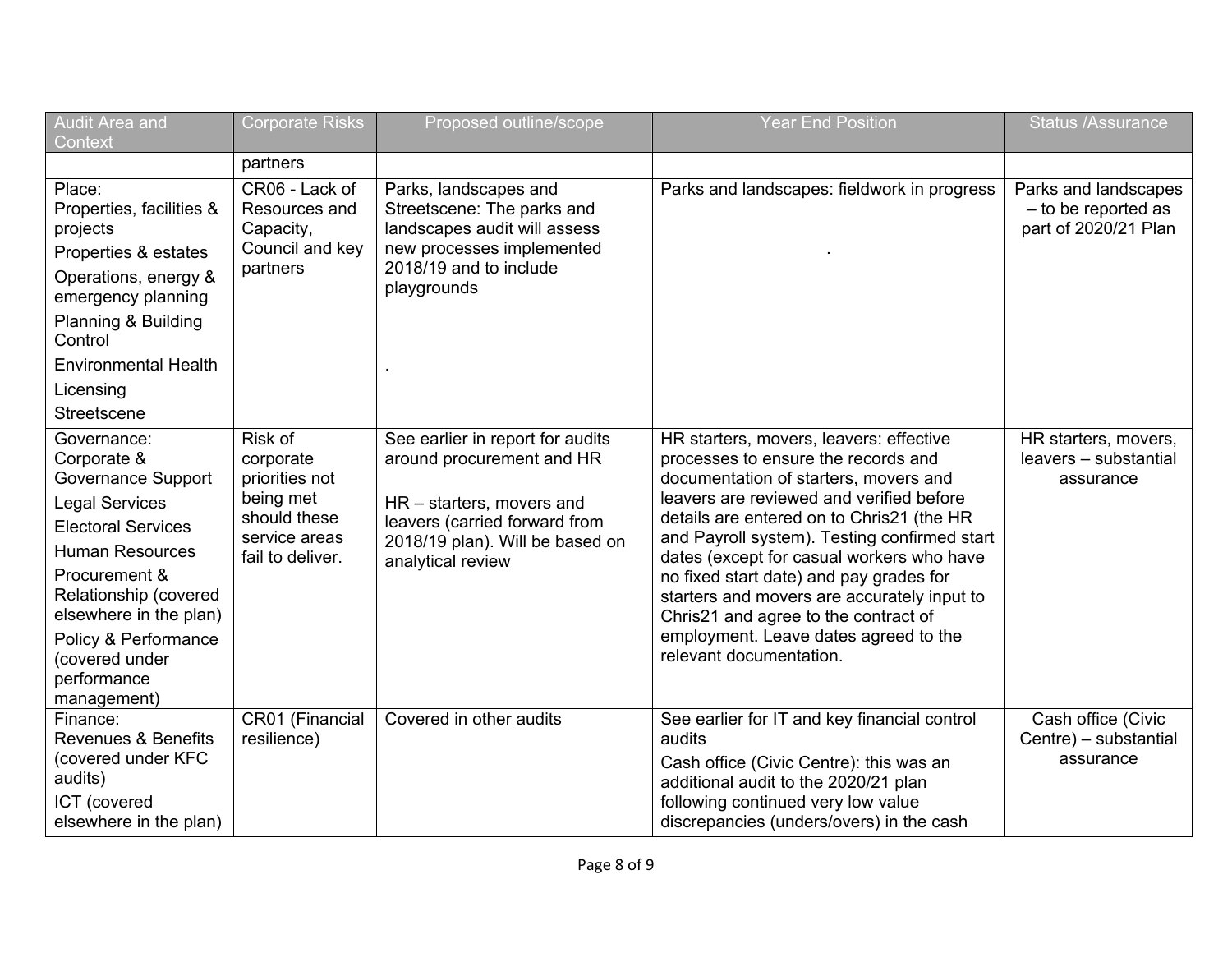| Audit Area and Context | Corporate Risks | Proposed outline/scope | Year End Position | Status /Assurance |
|---|---|---|---|---|
| | partners | | | |
| Place:<br>Properties, facilities & projects<br>Properties & estates<br>Operations, energy & emergency planning<br>Planning & Building Control<br>Environmental Health<br>Licensing<br>Streetscene | CR06 - Lack of Resources and Capacity, Council and key partners | Parks, landscapes and Streetscene: The parks and landscapes audit will assess new processes implemented 2018/19 and to include playgrounds<br>. | Parks and landscapes: fieldwork in progress<br>. | Parks and landscapes – to be reported as part of 2020/21 Plan |
| Governance:<br>Corporate & Governance Support<br>Legal Services<br>Electoral Services<br>Human Resources<br>Procurement & Relationship (covered elsewhere in the plan)<br>Policy & Performance (covered under performance management) | Risk of corporate priorities not being met should these service areas fail to deliver. | See earlier in report for audits around procurement and HR<br><br>HR – starters, movers and leavers (carried forward from 2018/19 plan). Will be based on analytical review | HR starters, movers, leavers: effective processes to ensure the records and documentation of starters, movers and leavers are reviewed and verified before details are entered on to Chris21 (the HR and Payroll system). Testing confirmed start dates (except for casual workers who have no fixed start date) and pay grades for starters and movers are accurately input to Chris21 and agree to the contract of employment. Leave dates agreed to the relevant documentation. | HR starters, movers, leavers – substantial assurance |
| Finance:<br>Revenues & Benefits (covered under KFC audits)<br>ICT (covered elsewhere in the plan) | CR01 (Financial resilience) | Covered in other audits | See earlier for IT and key financial control audits<br>Cash office (Civic Centre): this was an additional audit to the 2020/21 plan following continued very low value discrepancies (unders/overs) in the cash | Cash office (Civic Centre) – substantial assurance |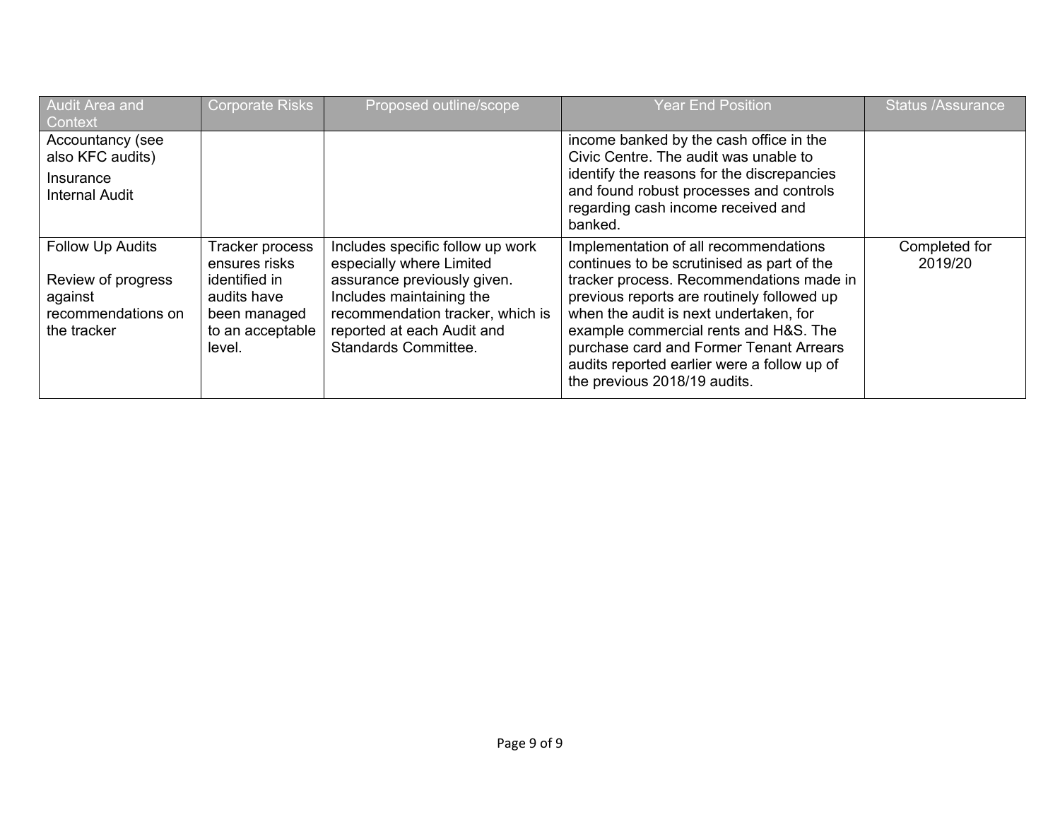| Audit Area and Context | Corporate Risks | Proposed outline/scope | Year End Position | Status /Assurance |
|---|---|---|---|---|
| Accountancy (see also KFC audits)<br>Insurance<br>Internal Audit | | | income banked by the cash office in the Civic Centre. The audit was unable to identify the reasons for the discrepancies and found robust processes and controls regarding cash income received and banked. | |
| Follow Up Audits<br><br>Review of progress against recommendations on the tracker | Tracker process ensures risks identified in audits have been managed to an acceptable level. | Includes specific follow up work especially where Limited assurance previously given. Includes maintaining the recommendation tracker, which is reported at each Audit and Standards Committee. | Implementation of all recommendations continues to be scrutinised as part of the tracker process. Recommendations made in previous reports are routinely followed up when the audit is next undertaken, for example commercial rents and H&S. The purchase card and Former Tenant Arrears audits reported earlier were a follow up of the previous 2018/19 audits. | Completed for 2019/20 |